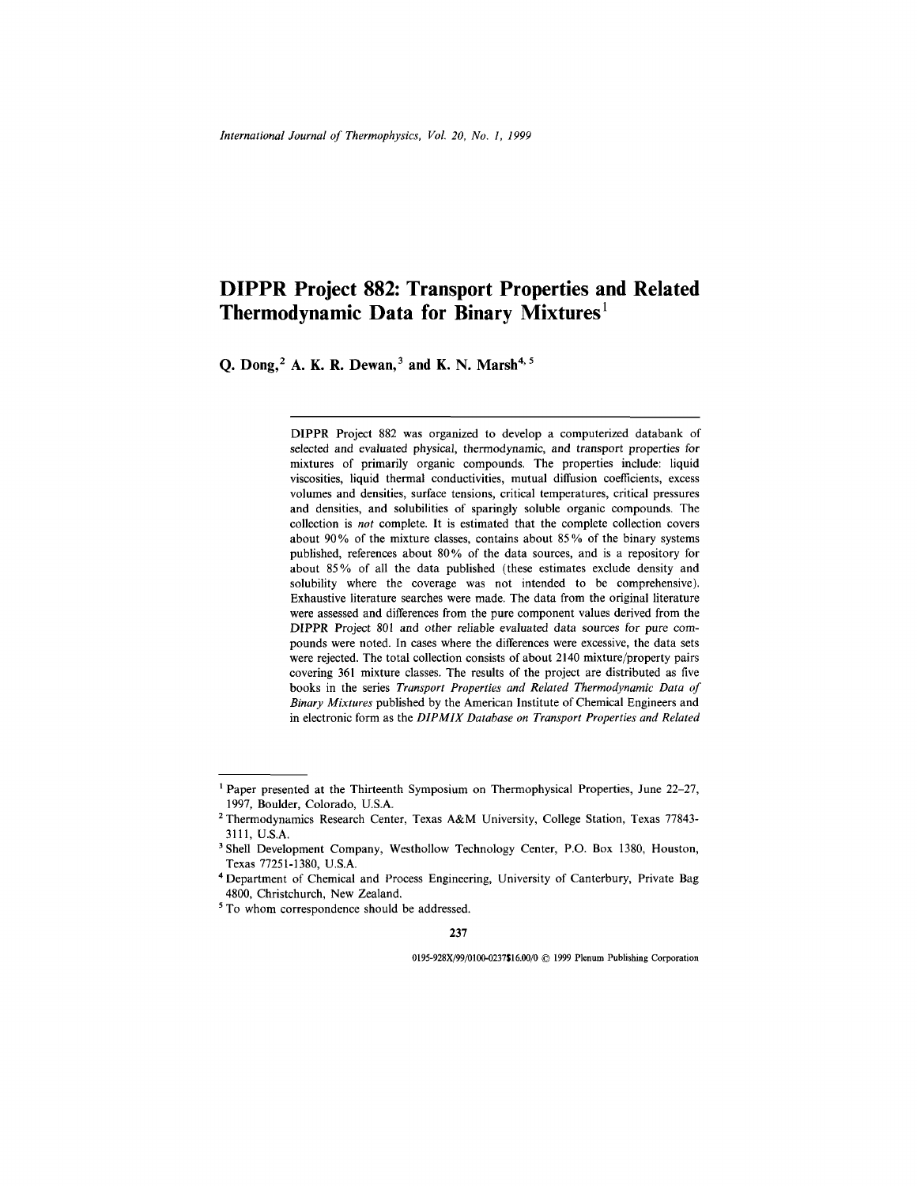# DIPPR Project 882: Transport Properties and Related Thermodynamic Data for Binary Mixtures[1]

**Q. Dong,[2] A. K. R. Dewan,[3] and K. N. Marsh[4,5]**

DIPPR Project 882 was organized to develop a computerized databank of selected and evaluated physical, thermodynamic, and transport properties for mixtures of primarily organic compounds. The properties include: liquid viscosities, liquid thermal conductivities, mutual diffusion coefficients, excess volumes and densities, surface tensions, critical temperatures, critical pressures and densities, and solubilities of sparingly soluble organic compounds. The collection is *not* complete. It is estimated that the complete collection covers about 90% of the mixture classes, contains about 85% of the binary systems published, references about 80% of the data sources, and is a repository for about 85% of all the data published (these estimates exclude density and solubility where the coverage was not intended to be comprehensive). Exhaustive literature searches were made. The data from the original literature were assessed and differences from the pure component values derived from the DIPPR Project 801 and other reliable evaluated data sources for pure compounds were noted. In cases where the differences were excessive, the data sets were rejected. The total collection consists of about 2140 mixture/property pairs covering 361 mixture classes. The results of the project are distributed as five books in the series *Transport Properties and Related Thermodynamic Data of Binary Mixtures* published by the American Institute of Chemical Engineers and in electronic form as the *DIPMIX Database on Transport Properties and Related*

---

[1] Paper presented at the Thirteenth Symposium on Thermophysical Properties, June 22–27, 1997, Boulder, Colorado, U.S.A.

[2] Thermodynamics Research Center, Texas A&M University, College Station, Texas 77843-3111, U.S.A.

[3] Shell Development Company, Westhollow Technology Center, P.O. Box 1380, Houston, Texas 77251-1380, U.S.A.

[4] Department of Chemical and Process Engineering, University of Canterbury, Private Bag 4800, Christchurch, New Zealand.

[5] To whom correspondence should be addressed.

0195-928X/99/0100-0237$16.00/0 © 1999 Plenum Publishing Corporation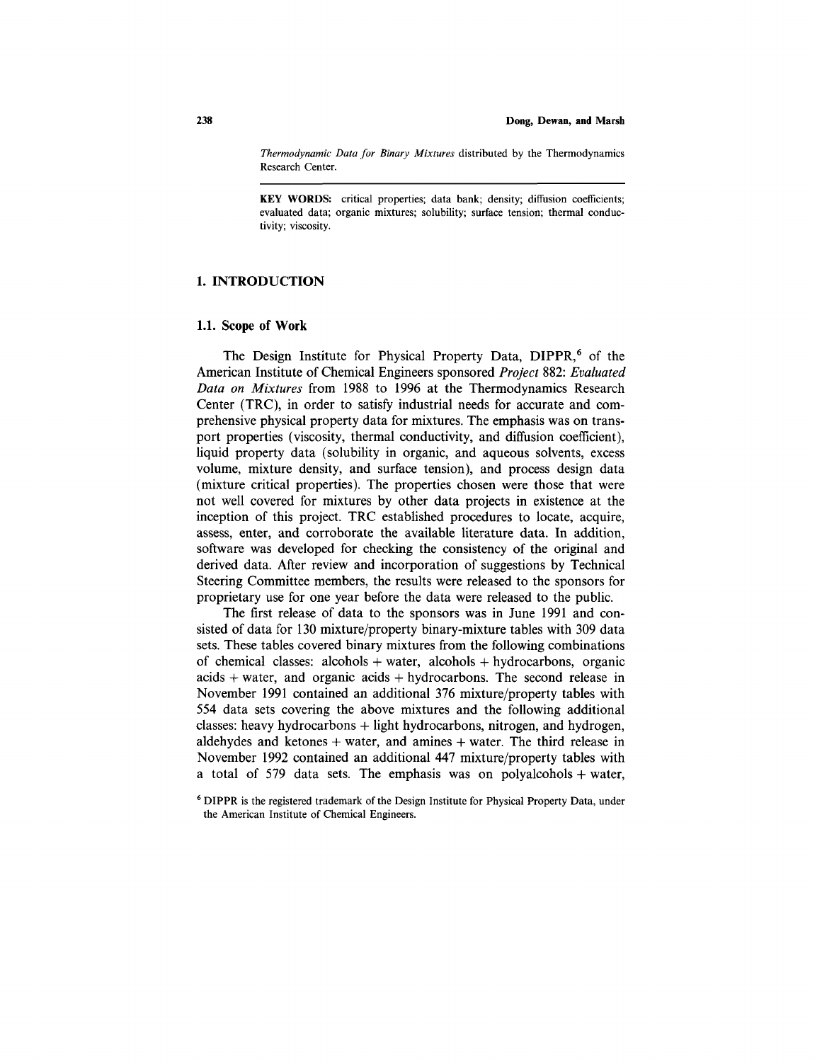*Thermodynamic Data for Binary Mixtures* distributed by the Thermodynamics Research Center.

---

**KEY WORDS:** critical properties; data bank; density; diffusion coefficients; evaluated data; organic mixtures; solubility; surface tension; thermal conductivity; viscosity.

## 1. INTRODUCTION

### 1.1. Scope of Work

The Design Institute for Physical Property Data, DIPPR,[6] of the American Institute of Chemical Engineers sponsored *Project* 882: *Evaluated Data on Mixtures* from 1988 to 1996 at the Thermodynamics Research Center (TRC), in order to satisfy industrial needs for accurate and comprehensive physical property data for mixtures. The emphasis was on transport properties (viscosity, thermal conductivity, and diffusion coefficient), liquid property data (solubility in organic, and aqueous solvents, excess volume, mixture density, and surface tension), and process design data (mixture critical properties). The properties chosen were those that were not well covered for mixtures by other data projects in existence at the inception of this project. TRC established procedures to locate, acquire, assess, enter, and corroborate the available literature data. In addition, software was developed for checking the consistency of the original and derived data. After review and incorporation of suggestions by Technical Steering Committee members, the results were released to the sponsors for proprietary use for one year before the data were released to the public.

The first release of data to the sponsors was in June 1991 and consisted of data for 130 mixture/property binary-mixture tables with 309 data sets. These tables covered binary mixtures from the following combinations of chemical classes: alcohols + water, alcohols + hydrocarbons, organic acids + water, and organic acids + hydrocarbons. The second release in November 1991 contained an additional 376 mixture/property tables with 554 data sets covering the above mixtures and the following additional classes: heavy hydrocarbons + light hydrocarbons, nitrogen, and hydrogen, aldehydes and ketones + water, and amines + water. The third release in November 1992 contained an additional 447 mixture/property tables with a total of 579 data sets. The emphasis was on polyalcohols + water,

[6] DIPPR is the registered trademark of the Design Institute for Physical Property Data, under the American Institute of Chemical Engineers.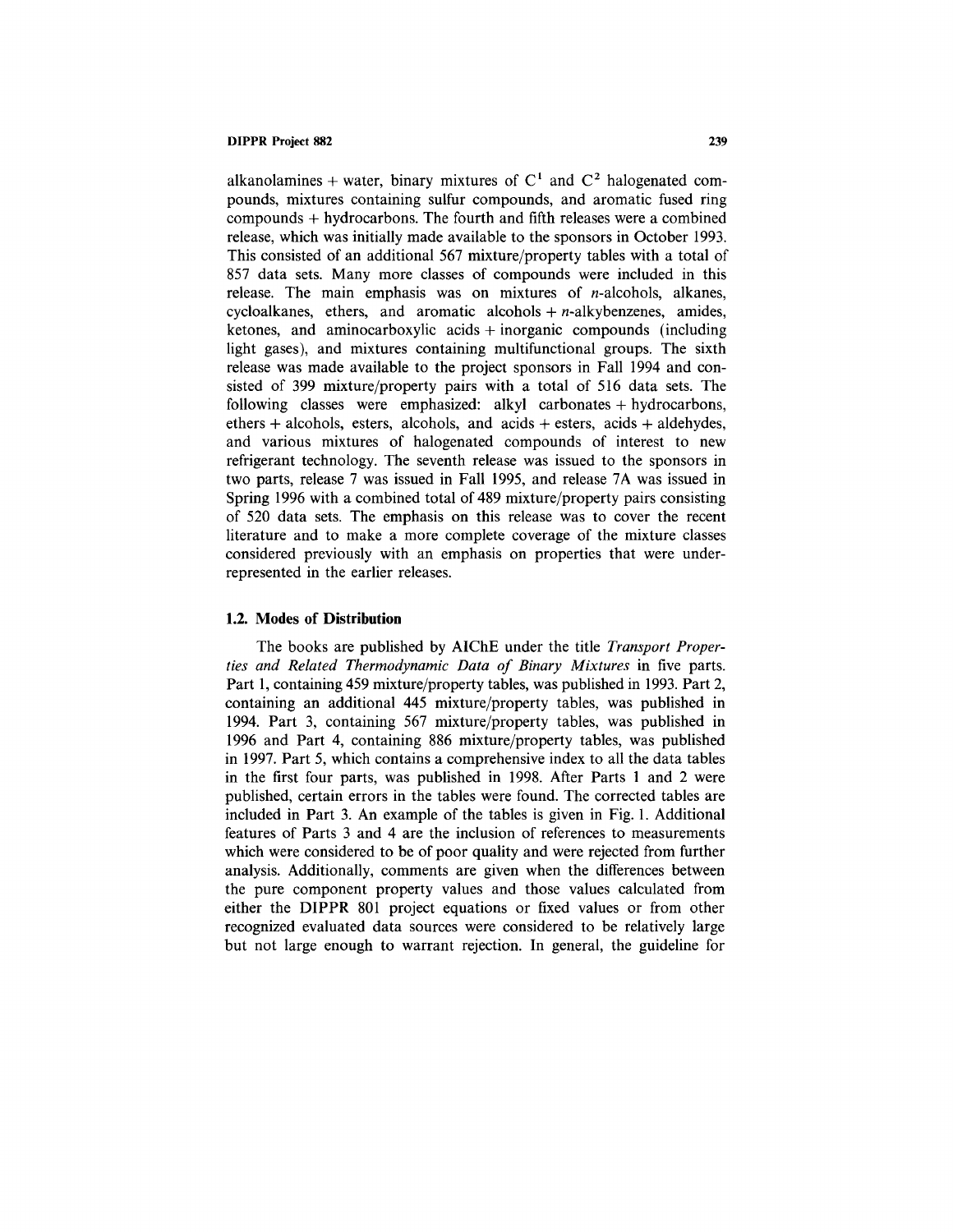alkanolamines + water, binary mixtures of $C^1$ and $C^2$ halogenated compounds, mixtures containing sulfur compounds, and aromatic fused ring compounds + hydrocarbons. The fourth and fifth releases were a combined release, which was initially made available to the sponsors in October 1993. This consisted of an additional 567 mixture/property tables with a total of 857 data sets. Many more classes of compounds were included in this release. The main emphasis was on mixtures of *n*-alcohols, alkanes, cycloalkanes, ethers, and aromatic alcohols + *n*-alkybenzenes, amides, ketones, and aminocarboxylic acids + inorganic compounds (including light gases), and mixtures containing multifunctional groups. The sixth release was made available to the project sponsors in Fall 1994 and consisted of 399 mixture/property pairs with a total of 516 data sets. The following classes were emphasized: alkyl carbonates + hydrocarbons, ethers + alcohols, esters, alcohols, and acids + esters, acids + aldehydes, and various mixtures of halogenated compounds of interest to new refrigerant technology. The seventh release was issued to the sponsors in two parts, release 7 was issued in Fall 1995, and release 7A was issued in Spring 1996 with a combined total of 489 mixture/property pairs consisting of 520 data sets. The emphasis on this release was to cover the recent literature and to make a more complete coverage of the mixture classes considered previously with an emphasis on properties that were underrepresented in the earlier releases.

## 1.2. Modes of Distribution

The books are published by AIChE under the title *Transport Properties and Related Thermodynamic Data of Binary Mixtures* in five parts. Part 1, containing 459 mixture/property tables, was published in 1993. Part 2, containing an additional 445 mixture/property tables, was published in 1994. Part 3, containing 567 mixture/property tables, was published in 1996 and Part 4, containing 886 mixture/property tables, was published in 1997. Part 5, which contains a comprehensive index to all the data tables in the first four parts, was published in 1998. After Parts 1 and 2 were published, certain errors in the tables were found. The corrected tables are included in Part 3. An example of the tables is given in Fig. 1. Additional features of Parts 3 and 4 are the inclusion of references to measurements which were considered to be of poor quality and were rejected from further analysis. Additionally, comments are given when the differences between the pure component property values and those values calculated from either the DIPPR 801 project equations or fixed values or from other recognized evaluated data sources were considered to be relatively large but not large enough to warrant rejection. In general, the guideline for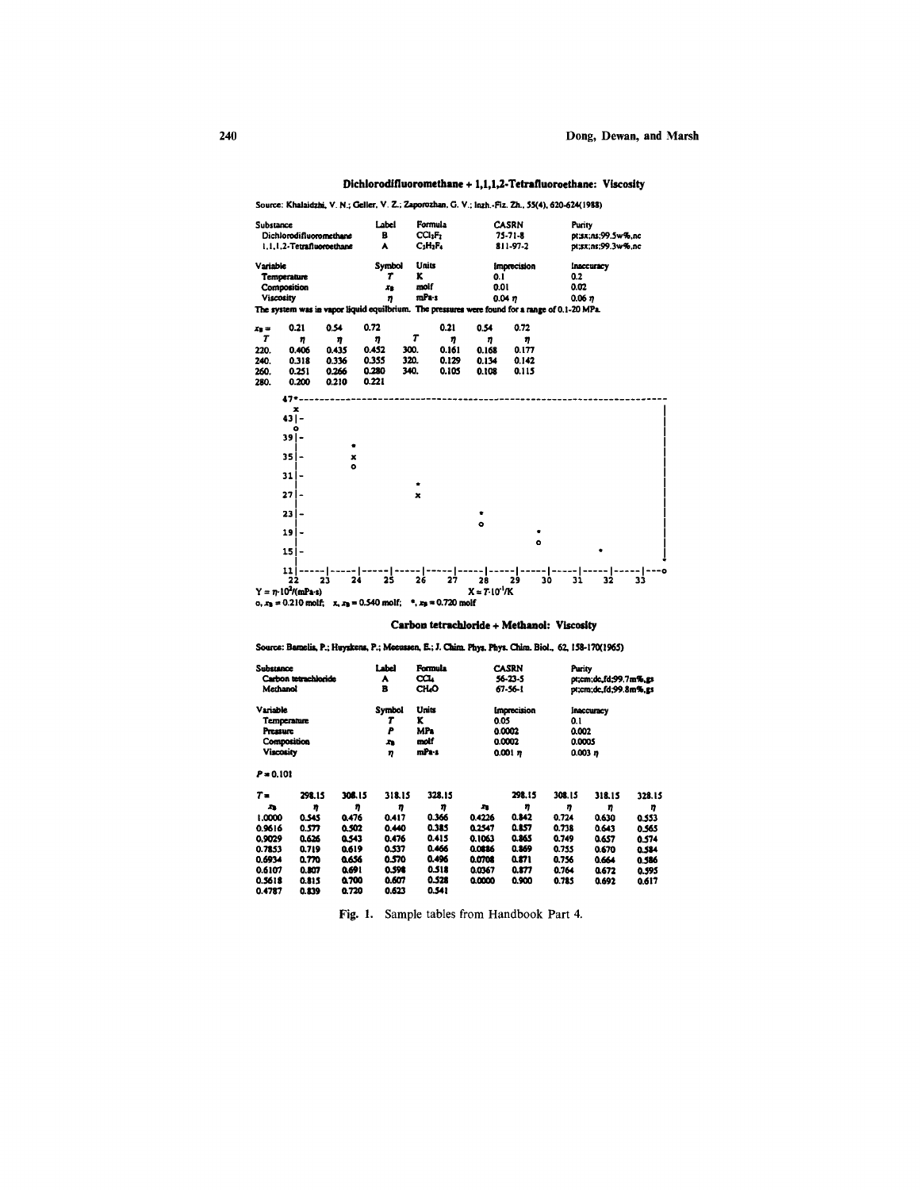### Dichlorodifluoromethane + 1,1,1,2-Tetrafluoroethane: Viscosity

Source: Khalaidzhi, V. N.; Geller, V. Z.; Zaporozhan, G. V.; Inzh.-Fiz. Zh., 55(4), 620-624(1988)

| Substance | Label | Formula | CASRN | Purity |
|---|---|---|---|---|
| Dichlorodifluoromethane | B | $CCl_2F_2$ | 75-71-8 | pt;sx;ns;99.5w%,nc |
| 1,1,1,2-Tetrafluoroethane | A | $C_2H_2F_4$ | 811-97-2 | pt;sx;ns;99.3w%,nc |

| Variable | Symbol | Units | Imprecision | Inaccuracy |
|---|---|---|---|---|
| Temperature | $T$ | K | 0.1 | 0.2 |
| Composition | $x_B$ | molf | 0.01 | 0.02 |
| Viscosity | $\eta$ | mPa·s | 0.04 $\eta$ | 0.06 $\eta$ |

The system was in vapor liquid equilibrium. The pressures were found for a range of 0.1-20 MPa.

| $x_B$ = | 0.21 | 0.54 | 0.72 | | 0.21 | 0.54 | 0.72 |
|---|---|---|---|---|---|---|---|
| $T$ | $\eta$ | $\eta$ | $\eta$ | $T$ | $\eta$ | $\eta$ | $\eta$ |
| 220. | 0.406 | 0.435 | 0.452 | 300. | 0.161 | 0.168 | 0.177 |
| 240. | 0.318 | 0.336 | 0.355 | 320. | 0.129 | 0.134 | 0.142 |
| 260. | 0.251 | 0.266 | 0.280 | 340. | 0.105 | 0.108 | 0.115 |
| 280. | 0.200 | 0.210 | 0.221 | | | | |

```
 47*-------------------------------------------------------------------
   x                                                                   |
 43|-                                                                  |
   o                                                                   |
 39|-                                                                  |
             *                                                         |
 35|-        x                                                         |
             o                                                         |
 31|-                                                                  |
                        *                                              |
 27|-                   x                                              |
                                                                       |
 23|-                               *                                  |
                                    o                                  |
 19|-                                           *                      |
                                                o                      |
 15|-                                                       *          |
   |                                                                   *
 11|-----|-----|-----|-----|-----|-----|-----|-----|-----|-----|-----|---o
   22    23    24    25    26    27    28    29    30    31    32    33
```

$Y = \eta \cdot 10^2/(\mathrm{mPa \cdot s})$ $\quad X = T \cdot 10^{-1}/\mathrm{K}$

o, $x_B$ = 0.210 molf; x, $x_B$ = 0.540 molf; *, $x_B$ = 0.720 molf

### Carbon tetrachloride + Methanol: Viscosity

Source: Bamelis, P.; Huyskens, P.; Meeussen, E.; J. Chim. Phys. Phys. Chim. Biol., 62, 158-170(1965)

| Substance | Label | Formula | CASRN | Purity |
|---|---|---|---|---|
| Carbon tetrachloride | A | $CCl_4$ | 56-23-5 | pt;cm;dc,fd;99.7m%,gs |
| Methanol | B | $CH_4O$ | 67-56-1 | pt;cm;dc,fd;99.8m%,gs |

| Variable | Symbol | Units | Imprecision | Inaccuracy |
|---|---|---|---|---|
| Temperature | $T$ | K | 0.05 | 0.1 |
| Pressure | $P$ | MPa | 0.0002 | 0.002 |
| Composition | $x_B$ | molf | 0.0002 | 0.0005 |
| Viscosity | $\eta$ | mPa·s | 0.001 $\eta$ | 0.003 $\eta$ |

$P$ = 0.101

| $T$ = | 298.15 | 308.15 | 318.15 | 328.15 | | 298.15 | 308.15 | 318.15 | 328.15 |
|---|---|---|---|---|---|---|---|---|---|
| $x_B$ | $\eta$ | $\eta$ | $\eta$ | $\eta$ | $x_B$ | $\eta$ | $\eta$ | $\eta$ | $\eta$ |
| 1.0000 | 0.545 | 0.476 | 0.417 | 0.366 | 0.4226 | 0.842 | 0.724 | 0.630 | 0.553 |
| 0.9616 | 0.577 | 0.502 | 0.440 | 0.385 | 0.2547 | 0.857 | 0.738 | 0.643 | 0.565 |
| 0.9029 | 0.626 | 0.543 | 0.476 | 0.415 | 0.1063 | 0.865 | 0.749 | 0.657 | 0.574 |
| 0.7853 | 0.719 | 0.619 | 0.537 | 0.466 | 0.0886 | 0.869 | 0.755 | 0.670 | 0.584 |
| 0.6934 | 0.770 | 0.656 | 0.570 | 0.496 | 0.0708 | 0.871 | 0.756 | 0.664 | 0.586 |
| 0.6107 | 0.807 | 0.691 | 0.598 | 0.518 | 0.0367 | 0.877 | 0.764 | 0.672 | 0.595 |
| 0.5618 | 0.815 | 0.700 | 0.607 | 0.528 | 0.0000 | 0.900 | 0.785 | 0.692 | 0.617 |
| 0.4787 | 0.839 | 0.720 | 0.623 | 0.541 | | | | | |

Fig. 1. Sample tables from Handbook Part 4.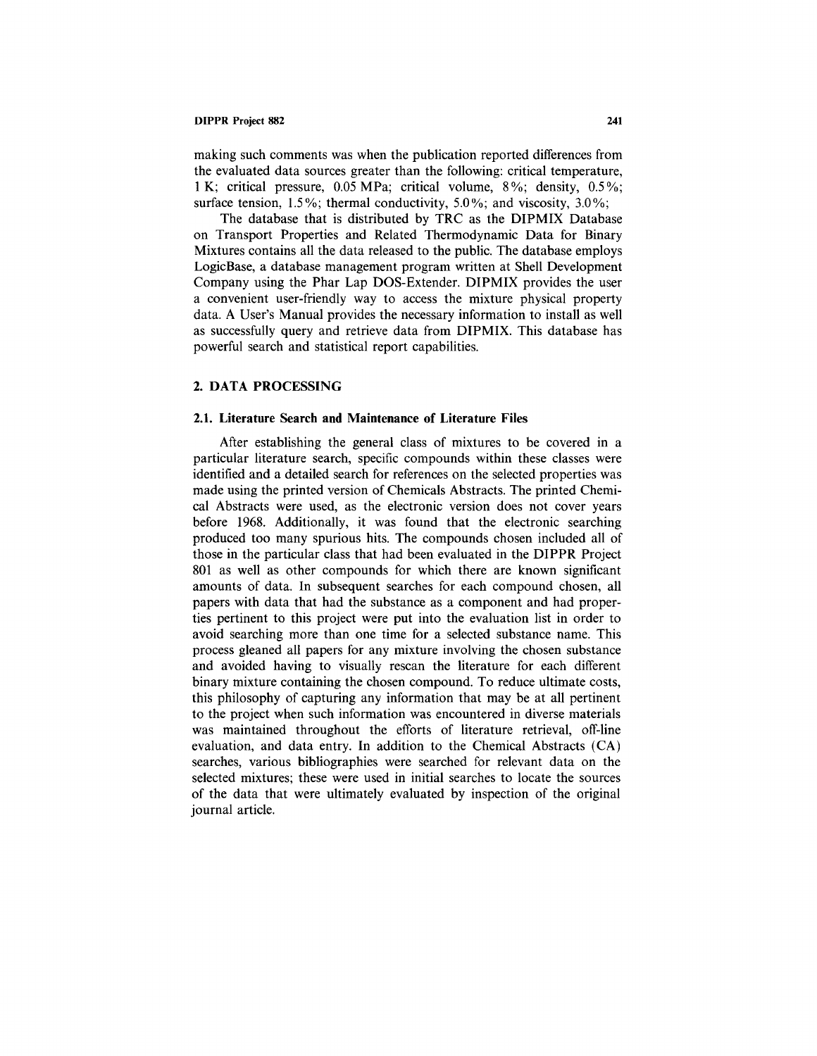making such comments was when the publication reported differences from the evaluated data sources greater than the following: critical temperature, 1 K; critical pressure, 0.05 MPa; critical volume, 8%; density, 0.5%; surface tension, 1.5%; thermal conductivity, 5.0%; and viscosity, 3.0%;

The database that is distributed by TRC as the DIPMIX Database on Transport Properties and Related Thermodynamic Data for Binary Mixtures contains all the data released to the public. The database employs LogicBase, a database management program written at Shell Development Company using the Phar Lap DOS-Extender. DIPMIX provides the user a convenient user-friendly way to access the mixture physical property data. A User's Manual provides the necessary information to install as well as successfully query and retrieve data from DIPMIX. This database has powerful search and statistical report capabilities.

## 2. DATA PROCESSING

### 2.1. Literature Search and Maintenance of Literature Files

After establishing the general class of mixtures to be covered in a particular literature search, specific compounds within these classes were identified and a detailed search for references on the selected properties was made using the printed version of Chemicals Abstracts. The printed Chemical Abstracts were used, as the electronic version does not cover years before 1968. Additionally, it was found that the electronic searching produced too many spurious hits. The compounds chosen included all of those in the particular class that had been evaluated in the DIPPR Project 801 as well as other compounds for which there are known significant amounts of data. In subsequent searches for each compound chosen, all papers with data that had the substance as a component and had properties pertinent to this project were put into the evaluation list in order to avoid searching more than one time for a selected substance name. This process gleaned all papers for any mixture involving the chosen substance and avoided having to visually rescan the literature for each different binary mixture containing the chosen compound. To reduce ultimate costs, this philosophy of capturing any information that may be at all pertinent to the project when such information was encountered in diverse materials was maintained throughout the efforts of literature retrieval, off-line evaluation, and data entry. In addition to the Chemical Abstracts (CA) searches, various bibliographies were searched for relevant data on the selected mixtures; these were used in initial searches to locate the sources of the data that were ultimately evaluated by inspection of the original journal article.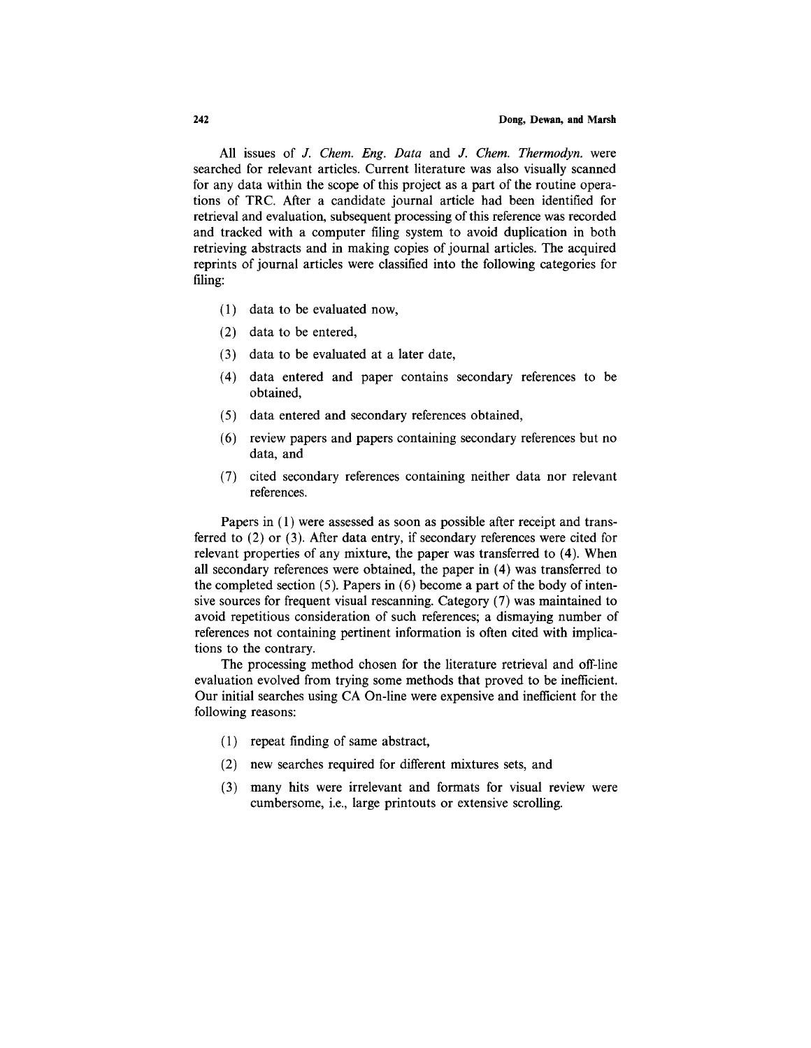All issues of *J. Chem. Eng. Data* and *J. Chem. Thermodyn.* were searched for relevant articles. Current literature was also visually scanned for any data within the scope of this project as a part of the routine operations of TRC. After a candidate journal article had been identified for retrieval and evaluation, subsequent processing of this reference was recorded and tracked with a computer filing system to avoid duplication in both retrieving abstracts and in making copies of journal articles. The acquired reprints of journal articles were classified into the following categories for filing:

(1) data to be evaluated now,

(2) data to be entered,

(3) data to be evaluated at a later date,

(4) data entered and paper contains secondary references to be obtained,

(5) data entered and secondary references obtained,

(6) review papers and papers containing secondary references but no data, and

(7) cited secondary references containing neither data nor relevant references.

Papers in (1) were assessed as soon as possible after receipt and transferred to (2) or (3). After data entry, if secondary references were cited for relevant properties of any mixture, the paper was transferred to (4). When all secondary references were obtained, the paper in (4) was transferred to the completed section (5). Papers in (6) become a part of the body of intensive sources for frequent visual rescanning. Category (7) was maintained to avoid repetitious consideration of such references; a dismaying number of references not containing pertinent information is often cited with implications to the contrary.

The processing method chosen for the literature retrieval and off-line evaluation evolved from trying some methods that proved to be inefficient. Our initial searches using CA On-line were expensive and inefficient for the following reasons:

(1) repeat finding of same abstract,

(2) new searches required for different mixtures sets, and

(3) many hits were irrelevant and formats for visual review were cumbersome, i.e., large printouts or extensive scrolling.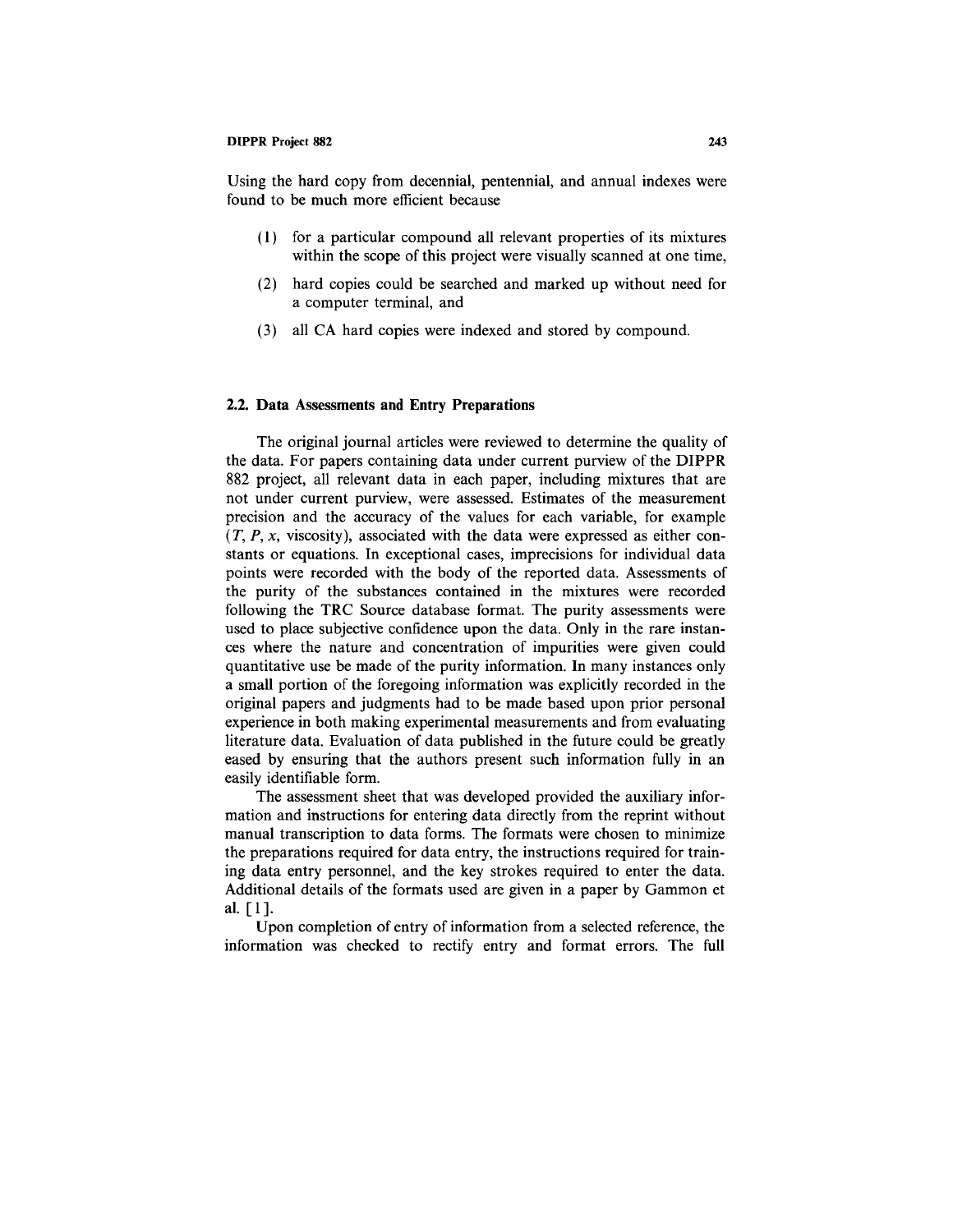Using the hard copy from decennial, pentennial, and annual indexes were found to be much more efficient because

(1) for a particular compound all relevant properties of its mixtures within the scope of this project were visually scanned at one time,

(2) hard copies could be searched and marked up without need for a computer terminal, and

(3) all CA hard copies were indexed and stored by compound.

### 2.2. Data Assessments and Entry Preparations

The original journal articles were reviewed to determine the quality of the data. For papers containing data under current purview of the DIPPR 882 project, all relevant data in each paper, including mixtures that are not under current purview, were assessed. Estimates of the measurement precision and the accuracy of the values for each variable, for example ($T$, $P$, $x$, viscosity), associated with the data were expressed as either constants or equations. In exceptional cases, imprecisions for individual data points were recorded with the body of the reported data. Assessments of the purity of the substances contained in the mixtures were recorded following the TRC Source database format. The purity assessments were used to place subjective confidence upon the data. Only in the rare instances where the nature and concentration of impurities were given could quantitative use be made of the purity information. In many instances only a small portion of the foregoing information was explicitly recorded in the original papers and judgments had to be made based upon prior personal experience in both making experimental measurements and from evaluating literature data. Evaluation of data published in the future could be greatly eased by ensuring that the authors present such information fully in an easily identifiable form.

The assessment sheet that was developed provided the auxiliary information and instructions for entering data directly from the reprint without manual transcription to data forms. The formats were chosen to minimize the preparations required for data entry, the instructions required for training data entry personnel, and the key strokes required to enter the data. Additional details of the formats used are given in a paper by Gammon et al. [1].

Upon completion of entry of information from a selected reference, the information was checked to rectify entry and format errors. The full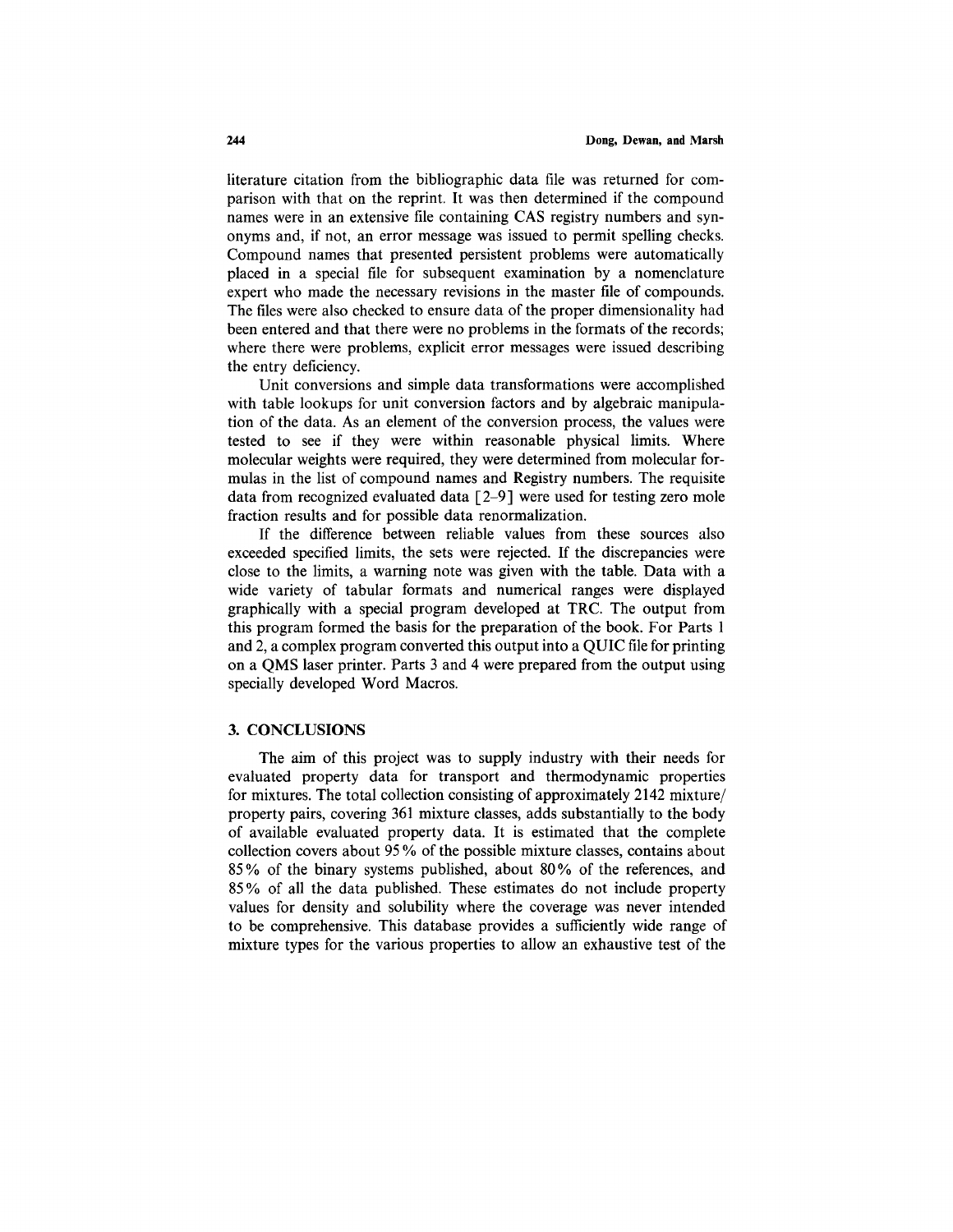literature citation from the bibliographic data file was returned for comparison with that on the reprint. It was then determined if the compound names were in an extensive file containing CAS registry numbers and synonyms and, if not, an error message was issued to permit spelling checks. Compound names that presented persistent problems were automatically placed in a special file for subsequent examination by a nomenclature expert who made the necessary revisions in the master file of compounds. The files were also checked to ensure data of the proper dimensionality had been entered and that there were no problems in the formats of the records; where there were problems, explicit error messages were issued describing the entry deficiency.

Unit conversions and simple data transformations were accomplished with table lookups for unit conversion factors and by algebraic manipulation of the data. As an element of the conversion process, the values were tested to see if they were within reasonable physical limits. Where molecular weights were required, they were determined from molecular formulas in the list of compound names and Registry numbers. The requisite data from recognized evaluated data [2–9] were used for testing zero mole fraction results and for possible data renormalization.

If the difference between reliable values from these sources also exceeded specified limits, the sets were rejected. If the discrepancies were close to the limits, a warning note was given with the table. Data with a wide variety of tabular formats and numerical ranges were displayed graphically with a special program developed at TRC. The output from this program formed the basis for the preparation of the book. For Parts 1 and 2, a complex program converted this output into a QUIC file for printing on a QMS laser printer. Parts 3 and 4 were prepared from the output using specially developed Word Macros.

## 3. CONCLUSIONS

The aim of this project was to supply industry with their needs for evaluated property data for transport and thermodynamic properties for mixtures. The total collection consisting of approximately 2142 mixture/property pairs, covering 361 mixture classes, adds substantially to the body of available evaluated property data. It is estimated that the complete collection covers about 95% of the possible mixture classes, contains about 85% of the binary systems published, about 80% of the references, and 85% of all the data published. These estimates do not include property values for density and solubility where the coverage was never intended to be comprehensive. This database provides a sufficiently wide range of mixture types for the various properties to allow an exhaustive test of the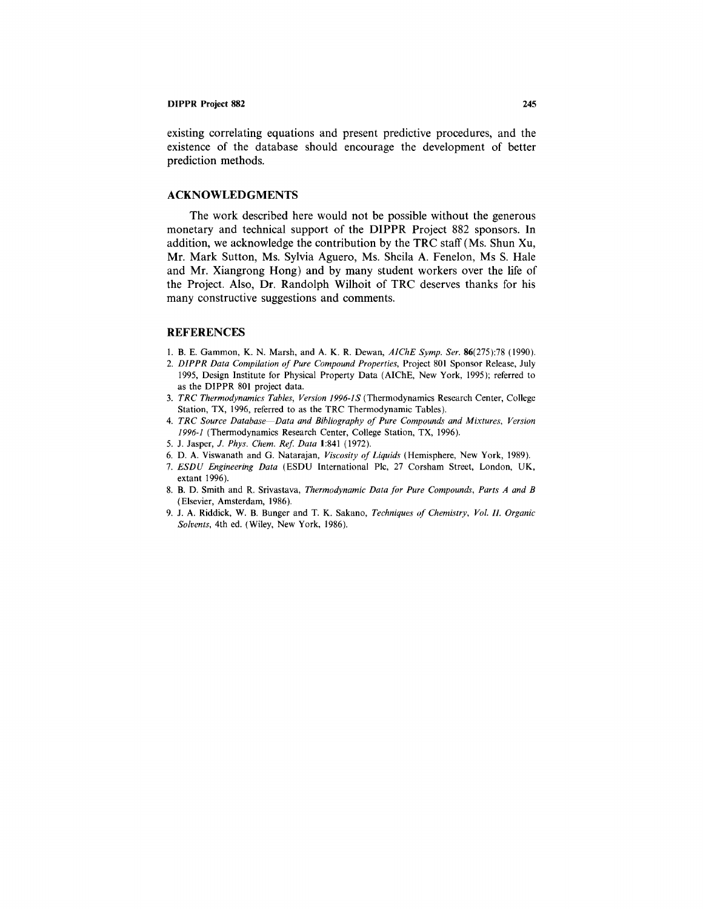existing correlating equations and present predictive procedures, and the existence of the database should encourage the development of better prediction methods.

## ACKNOWLEDGMENTS

The work described here would not be possible without the generous monetary and technical support of the DIPPR Project 882 sponsors. In addition, we acknowledge the contribution by the TRC staff (Ms. Shun Xu, Mr. Mark Sutton, Ms. Sylvia Aguero, Ms. Sheila A. Fenelon, Ms S. Hale and Mr. Xiangrong Hong) and by many student workers over the life of the Project. Also, Dr. Randolph Wilhoit of TRC deserves thanks for his many constructive suggestions and comments.

## REFERENCES

1. B. E. Gammon, K. N. Marsh, and A. K. R. Dewan, *AIChE Symp. Ser.* **86**(275):78 (1990).
2. *DIPPR Data Compilation of Pure Compound Properties*, Project 801 Sponsor Release, July 1995, Design Institute for Physical Property Data (AIChE, New York, 1995); referred to as the DIPPR 801 project data.
3. *TRC Thermodynamics Tables, Version 1996-1S* (Thermodynamics Research Center, College Station, TX, 1996, referred to as the TRC Thermodynamic Tables).
4. *TRC Source Database—Data and Bibliography of Pure Compounds and Mixtures, Version 1996-1* (Thermodynamics Research Center, College Station, TX, 1996).
5. J. Jasper, *J. Phys. Chem. Ref. Data* **1**:841 (1972).
6. D. A. Viswanath and G. Natarajan, *Viscosity of Liquids* (Hemisphere, New York, 1989).
7. *ESDU Engineering Data* (ESDU International Plc, 27 Corsham Street, London, UK, extant 1996).
8. B. D. Smith and R. Srivastava, *Thermodynamic Data for Pure Compounds, Parts A and B* (Elsevier, Amsterdam, 1986).
9. J. A. Riddick, W. B. Bunger and T. K. Sakano, *Techniques of Chemistry, Vol. II. Organic Solvents*, 4th ed. (Wiley, New York, 1986).